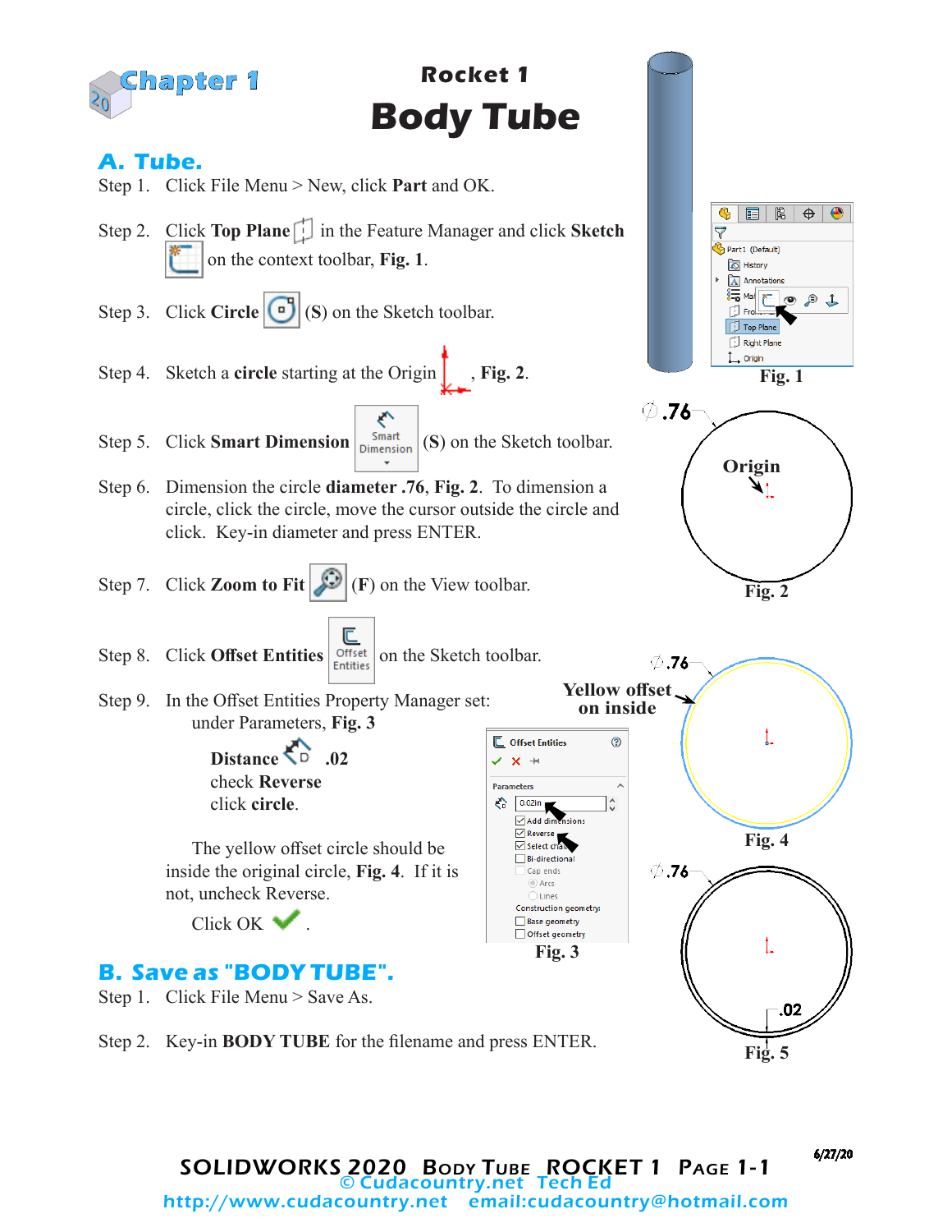Chapter 1

# Rocket 1
# Body Tube

## A. Tube.

Step 1. Click File Menu > New, click **Part** and OK.

Step 2. Click **Top Plane** in the Feature Manager and click **Sketch** on the context toolbar, **Fig. 1**.

Step 3. Click **Circle** (S) on the Sketch toolbar.

Step 4. Sketch a **circle** starting at the Origin, **Fig. 2**.

Step 5. Click **Smart Dimension** (S) on the Sketch toolbar.

Step 6. Dimension the circle **diameter .76**, **Fig. 2**. To dimension a circle, click the circle, move the cursor outside the circle and click. Key-in diameter and press ENTER.

Step 7. Click **Zoom to Fit** (F) on the View toolbar.

Step 8. Click **Offset Entities** on the Sketch toolbar.

Step 9. In the Offset Entities Property Manager set: under Parameters, **Fig. 3**

**Distance** .02
check **Reverse**
click **circle**.

The yellow offset circle should be inside the original circle, **Fig. 4**. If it is not, uncheck Reverse.

Click OK .

**Fig. 1**

Origin
.76
**Fig. 2**

Offset Entities
Parameters
0.02in
Add dimensions
Reverse
Select chain
Bi-directional
Cap ends
Arcs
Lines
Construction geometry:
Base geometry
Offset geometry
**Fig. 3**

**Yellow offset on inside**
.76
**Fig. 4**

.76
.02
**Fig. 5**

## B. Save as "BODY TUBE".

Step 1. Click File Menu > Save As.

Step 2. Key-in **BODY TUBE** for the filename and press ENTER.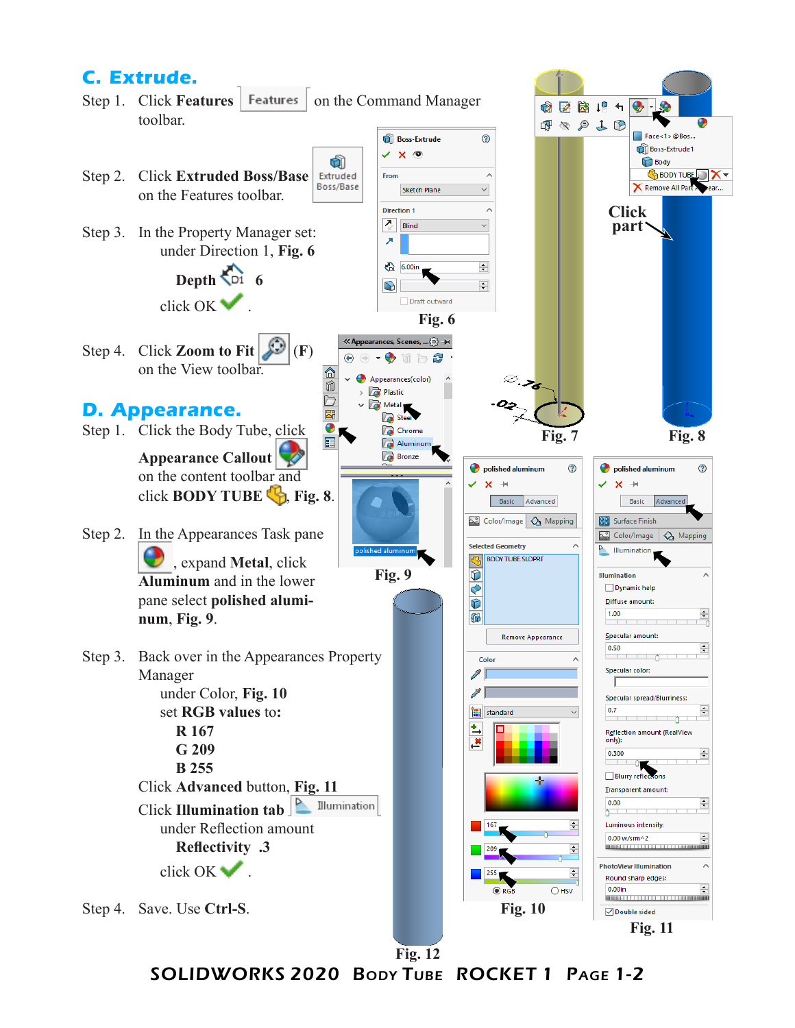## C. Extrude.

Step 1. Click **Features** Features on the Command Manager toolbar.

Step 2. Click **Extruded Boss/Base** on the Features toolbar.

Step 3. In the Property Manager set: under Direction 1, **Fig. 6**

**Depth** 6

click OK.

Fig. 6

Step 4. Click **Zoom to Fit** (F) on the View toolbar.

Click part

Fig. 7

Fig. 8

## D. Appearance.

Step 1. Click the Body Tube, click **Appearance Callout** on the content toolbar and click **BODY TUBE**, **Fig. 8**.

Step 2. In the Appearances Task pane, expand **Metal**, click **Aluminum** and in the lower pane select **polished aluminum**, **Fig. 9**.

Fig. 9

Step 3. Back over in the Appearances Property Manager under Color, **Fig. 10** set **RGB values** to:

**R 167**
**G 209**
**B 255**

Click **Advanced** button, **Fig. 11**

Click **Illumination tab** Illumination under Reflection amount

**Reflectivity .3**

click OK.

Step 4. Save. Use **Ctrl-S**.

Fig. 10

Fig. 11

Fig. 12